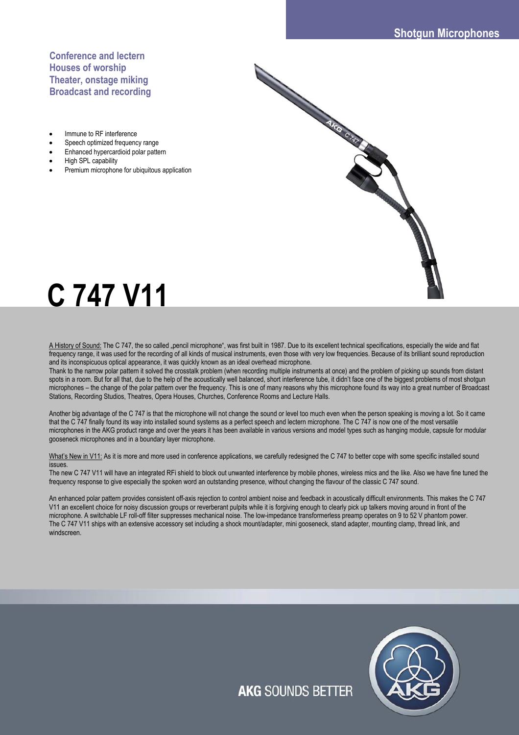## Shotgun Microphones

**Conference and lectern**
**Houses of worship**
**Theater, onstage miking**
**Broadcast and recording**

- Immune to RF interference
- Speech optimized frequency range
- Enhanced hypercardioid polar pattern
- High SPL capability
- Premium microphone for ubiquitous application

# C 747 V11

A History of Sound: The C 747, the so called „pencil microphone", was first built in 1987. Due to its excellent technical specifications, especially the wide and flat frequency range, it was used for the recording of all kinds of musical instruments, even those with very low frequencies. Because of its brilliant sound reproduction and its inconspicuous optical appearance, it was quickly known as an ideal overhead microphone.
Thank to the narrow polar pattern it solved the crosstalk problem (when recording multiple instruments at once) and the problem of picking up sounds from distant spots in a room. But for all that, due to the help of the acoustically well balanced, short interference tube, it didn't face one of the biggest problems of most shotgun microphones – the change of the polar pattern over the frequency. This is one of many reasons why this microphone found its way into a great number of Broadcast Stations, Recording Studios, Theatres, Opera Houses, Churches, Conference Rooms and Lecture Halls.

Another big advantage of the C 747 is that the microphone will not change the sound or level too much even when the person speaking is moving a lot. So it came that the C 747 finally found its way into installed sound systems as a perfect speech and lectern microphone. The C 747 is now one of the most versatile microphones in the AKG product range and over the years it has been available in various versions and model types such as hanging module, capsule for modular gooseneck microphones and in a boundary layer microphone.

What's New in V11: As it is more and more used in conference applications, we carefully redesigned the C 747 to better cope with some specific installed sound issues.
The new C 747 V11 will have an integrated RFi shield to block out unwanted interference by mobile phones, wireless mics and the like. Also we have fine tuned the frequency response to give especially the spoken word an outstanding presence, without changing the flavour of the classic C 747 sound.

An enhanced polar pattern provides consistent off-axis rejection to control ambient noise and feedback in acoustically difficult environments. This makes the C 747 V11 an excellent choice for noisy discussion groups or reverberant pulpits while it is forgiving enough to clearly pick up talkers moving around in front of the microphone. A switchable LF roll-off filter suppresses mechanical noise. The low-impedance transformerless preamp operates on 9 to 52 V phantom power.
The C 747 V11 ships with an extensive accessory set including a shock mount/adapter, mini gooseneck, stand adapter, mounting clamp, thread link, and windscreen.

**AKG** SOUNDS BETTER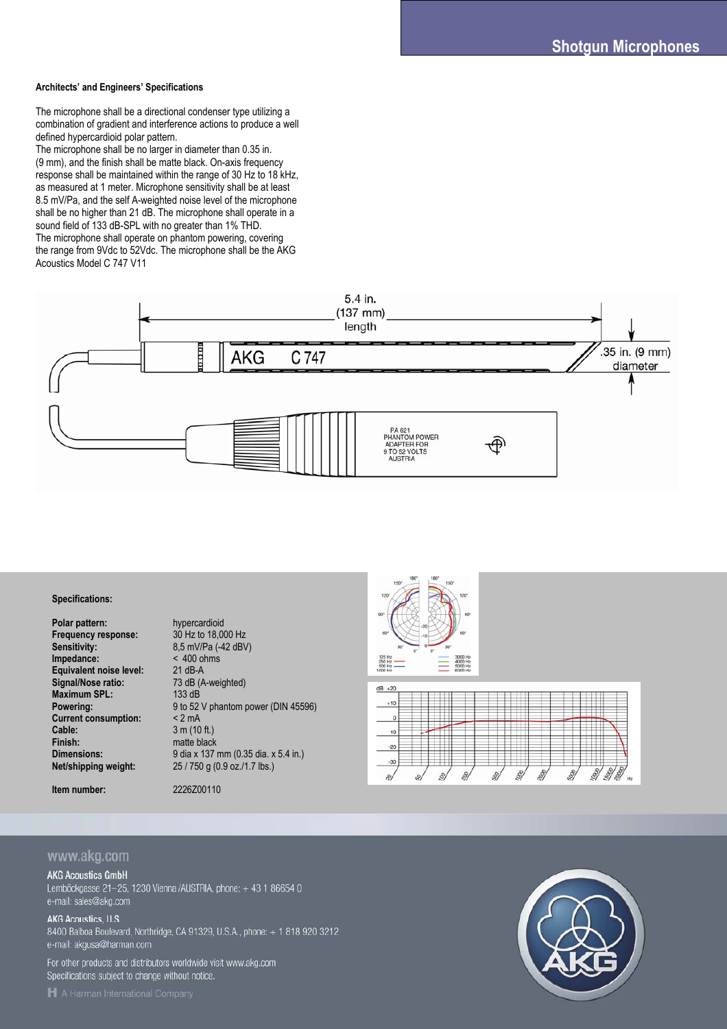## Shotgun Microphones

### Architects' and Engineers' Specifications

The microphone shall be a directional condenser type utilizing a combination of gradient and interference actions to produce a well defined hypercardioid polar pattern.
The microphone shall be no larger in diameter than 0.35 in. (9 mm), and the finish shall be matte black. On-axis frequency response shall be maintained within the range of 30 Hz to 18 kHz, as measured at 1 meter. Microphone sensitivity shall be at least 8.5 mV/Pa, and the self A-weighted noise level of the microphone shall be no higher than 21 dB. The microphone shall operate in a sound field of 133 dB-SPL with no greater than 1% THD.
The microphone shall operate on phantom powering, covering the range from 9Vdc to 52Vdc. The microphone shall be the AKG Acoustics Model C 747 V11

5.4 in.
(137 mm)
length

AKG C 747

.35 in. (9 mm)
diameter

PA 621
PHANTOM POWER
ADAPTER FOR
9 TO 52 VOLTS
AUSTRIA

### Specifications:

| | |
|---|---|
| **Polar pattern:** | hypercardioid |
| **Frequency response:** | 30 Hz to 18,000 Hz |
| **Sensitivity:** | 8,5 mV/Pa (-42 dBV) |
| **Impedance:** | < 400 ohms |
| **Equivalent noise level:** | 21 dB-A |
| **Signal/Nose ratio:** | 73 dB (A-weighted) |
| **Maximum SPL:** | 133 dB |
| **Powering:** | 9 to 52 V phantom power (DIN 45596) |
| **Current consumption:** | < 2 mA |
| **Cable:** | 3 m (10 ft.) |
| **Finish:** | matte black |
| **Dimensions:** | 9 dia x 137 mm (0.35 dia. x 5.4 in.) |
| **Net/shipping weight:** | 25 / 750 g (0.9 oz./1.7 lbs.) |
| **Item number:** | 2226Z00110 |

180° 150° 120° 90° 60° 30° 0°
-20 -10 0
125 Hz
250 Hz
500 Hz
1000 Hz
2000 Hz
4000 Hz
5000 Hz
8000 Hz

dB +20 +10 0 -10 -20 -30
20 50 100 200 500 1000 2000 5000 10000 15000 20000 Hz

www.akg.com

**AKG Acoustics GmbH**
Lemböckgasse 21–25, 1230 Vienna /AUSTRIA, phone: + 43 1 86654 0
e-mail: sales@akg.com

**AKG Acoustics, U.S.**
8400 Balboa Boulevard, Northridge, CA 91329, U.S.A., phone: + 1 818 920 3212
e-mail: akgusa@harman.com

For other products and distributors worldwide visit www.akg.com
Specifications subject to change without notice.

A Harman International Company